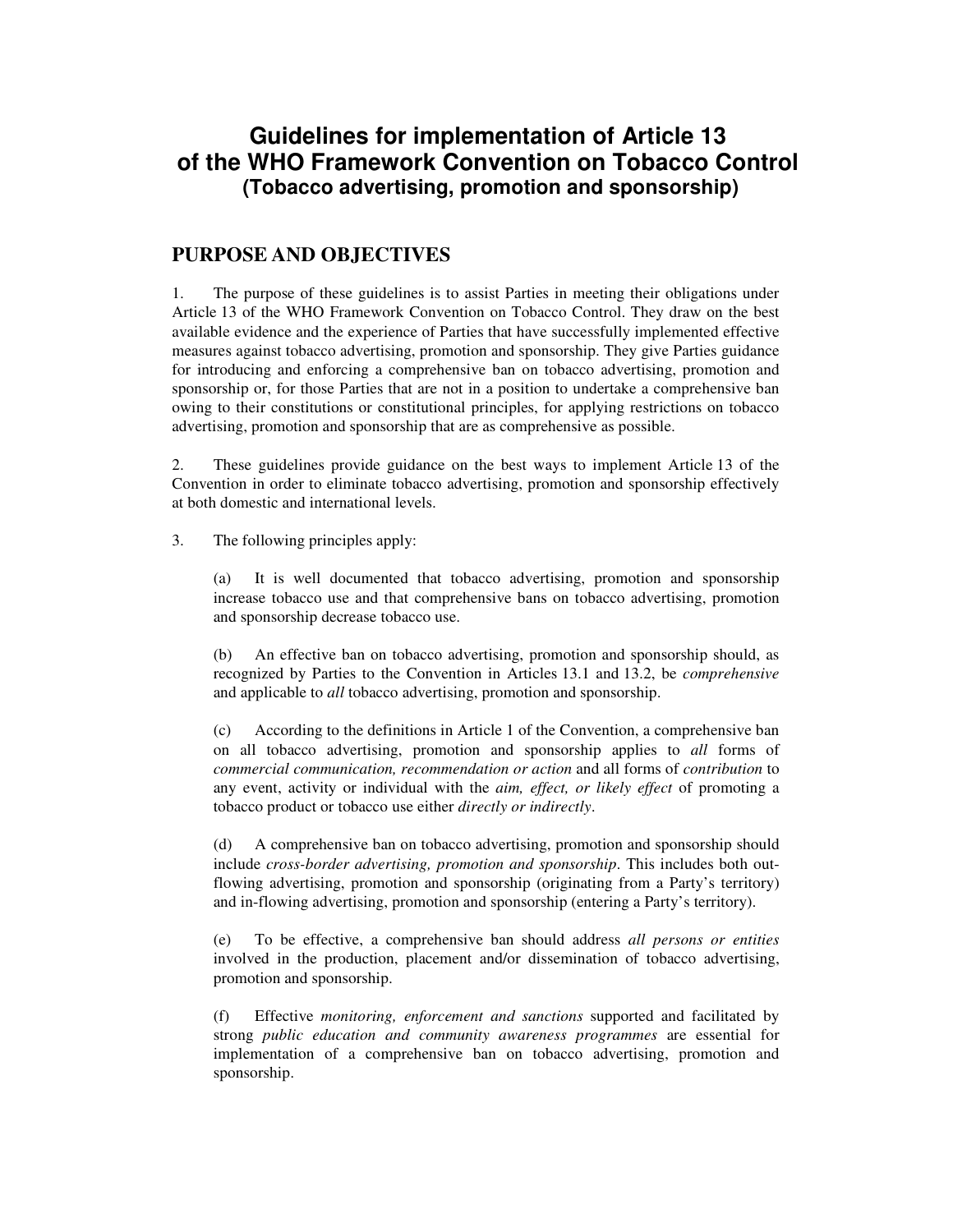# Guidelines for implementation of Article 13 of the WHO Framework Convention on Tobacco Control
### (Tobacco advertising, promotion and sponsorship)

## PURPOSE AND OBJECTIVES

1. The purpose of these guidelines is to assist Parties in meeting their obligations under Article 13 of the WHO Framework Convention on Tobacco Control. They draw on the best available evidence and the experience of Parties that have successfully implemented effective measures against tobacco advertising, promotion and sponsorship. They give Parties guidance for introducing and enforcing a comprehensive ban on tobacco advertising, promotion and sponsorship or, for those Parties that are not in a position to undertake a comprehensive ban owing to their constitutions or constitutional principles, for applying restrictions on tobacco advertising, promotion and sponsorship that are as comprehensive as possible.

2. These guidelines provide guidance on the best ways to implement Article 13 of the Convention in order to eliminate tobacco advertising, promotion and sponsorship effectively at both domestic and international levels.

3. The following principles apply:

(a) It is well documented that tobacco advertising, promotion and sponsorship increase tobacco use and that comprehensive bans on tobacco advertising, promotion and sponsorship decrease tobacco use.

(b) An effective ban on tobacco advertising, promotion and sponsorship should, as recognized by Parties to the Convention in Articles 13.1 and 13.2, be *comprehensive* and applicable to *all* tobacco advertising, promotion and sponsorship.

(c) According to the definitions in Article 1 of the Convention, a comprehensive ban on all tobacco advertising, promotion and sponsorship applies to *all* forms of *commercial communication, recommendation or action* and all forms of *contribution* to any event, activity or individual with the *aim, effect, or likely effect* of promoting a tobacco product or tobacco use either *directly or indirectly*.

(d) A comprehensive ban on tobacco advertising, promotion and sponsorship should include *cross-border advertising, promotion and sponsorship*. This includes both out-flowing advertising, promotion and sponsorship (originating from a Party's territory) and in-flowing advertising, promotion and sponsorship (entering a Party's territory).

(e) To be effective, a comprehensive ban should address *all persons or entities* involved in the production, placement and/or dissemination of tobacco advertising, promotion and sponsorship.

(f) Effective *monitoring, enforcement and sanctions* supported and facilitated by strong *public education and community awareness programmes* are essential for implementation of a comprehensive ban on tobacco advertising, promotion and sponsorship.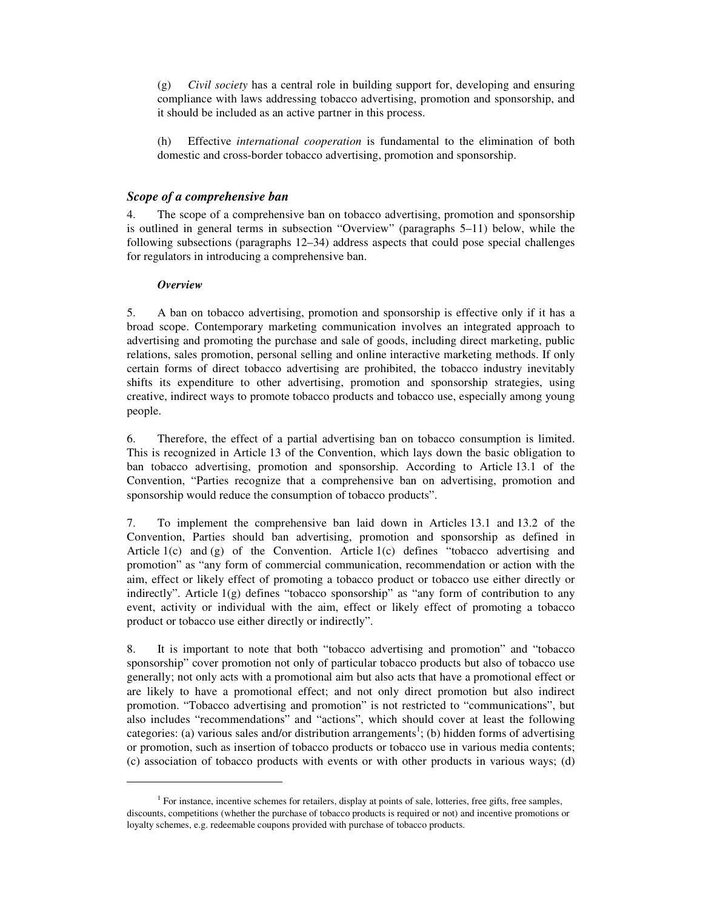(g) *Civil society* has a central role in building support for, developing and ensuring compliance with laws addressing tobacco advertising, promotion and sponsorship, and it should be included as an active partner in this process.

(h) Effective *international cooperation* is fundamental to the elimination of both domestic and cross-border tobacco advertising, promotion and sponsorship.

### *Scope of a comprehensive ban*

4. The scope of a comprehensive ban on tobacco advertising, promotion and sponsorship is outlined in general terms in subsection "Overview" (paragraphs 5–11) below, while the following subsections (paragraphs 12–34) address aspects that could pose special challenges for regulators in introducing a comprehensive ban.

#### *Overview*

5. A ban on tobacco advertising, promotion and sponsorship is effective only if it has a broad scope. Contemporary marketing communication involves an integrated approach to advertising and promoting the purchase and sale of goods, including direct marketing, public relations, sales promotion, personal selling and online interactive marketing methods. If only certain forms of direct tobacco advertising are prohibited, the tobacco industry inevitably shifts its expenditure to other advertising, promotion and sponsorship strategies, using creative, indirect ways to promote tobacco products and tobacco use, especially among young people.

6. Therefore, the effect of a partial advertising ban on tobacco consumption is limited. This is recognized in Article 13 of the Convention, which lays down the basic obligation to ban tobacco advertising, promotion and sponsorship. According to Article 13.1 of the Convention, "Parties recognize that a comprehensive ban on advertising, promotion and sponsorship would reduce the consumption of tobacco products".

7. To implement the comprehensive ban laid down in Articles 13.1 and 13.2 of the Convention, Parties should ban advertising, promotion and sponsorship as defined in Article 1(c) and (g) of the Convention. Article 1(c) defines "tobacco advertising and promotion" as "any form of commercial communication, recommendation or action with the aim, effect or likely effect of promoting a tobacco product or tobacco use either directly or indirectly". Article 1(g) defines "tobacco sponsorship" as "any form of contribution to any event, activity or individual with the aim, effect or likely effect of promoting a tobacco product or tobacco use either directly or indirectly".

8. It is important to note that both "tobacco advertising and promotion" and "tobacco sponsorship" cover promotion not only of particular tobacco products but also of tobacco use generally; not only acts with a promotional aim but also acts that have a promotional effect or are likely to have a promotional effect; and not only direct promotion but also indirect promotion. "Tobacco advertising and promotion" is not restricted to "communications", but also includes "recommendations" and "actions", which should cover at least the following categories: (a) various sales and/or distribution arrangements[1]; (b) hidden forms of advertising or promotion, such as insertion of tobacco products or tobacco use in various media contents; (c) association of tobacco products with events or with other products in various ways; (d)

[1] For instance, incentive schemes for retailers, display at points of sale, lotteries, free gifts, free samples, discounts, competitions (whether the purchase of tobacco products is required or not) and incentive promotions or loyalty schemes, e.g. redeemable coupons provided with purchase of tobacco products.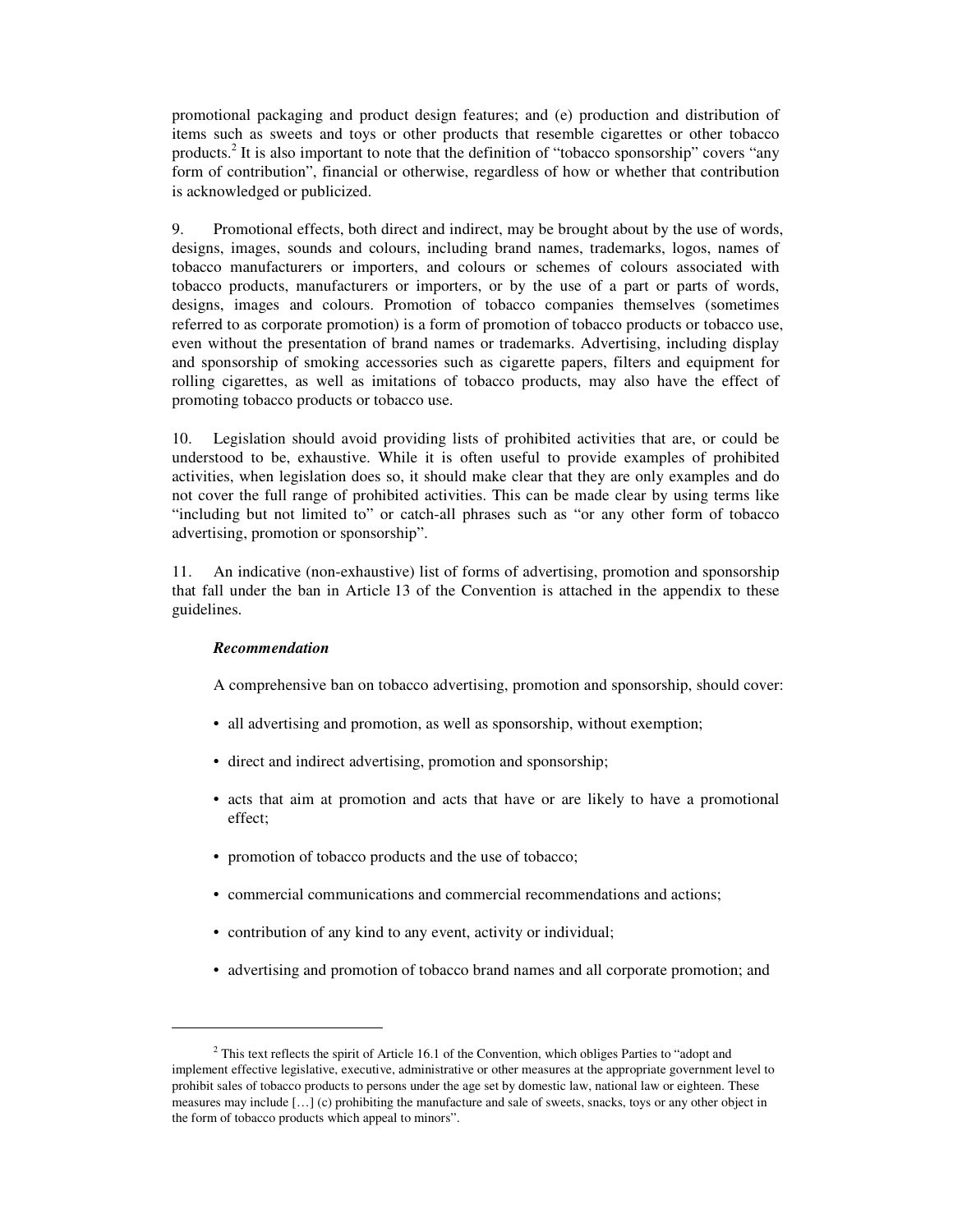promotional packaging and product design features; and (e) production and distribution of items such as sweets and toys or other products that resemble cigarettes or other tobacco products.[2] It is also important to note that the definition of "tobacco sponsorship" covers "any form of contribution", financial or otherwise, regardless of how or whether that contribution is acknowledged or publicized.

9. Promotional effects, both direct and indirect, may be brought about by the use of words, designs, images, sounds and colours, including brand names, trademarks, logos, names of tobacco manufacturers or importers, and colours or schemes of colours associated with tobacco products, manufacturers or importers, or by the use of a part or parts of words, designs, images and colours. Promotion of tobacco companies themselves (sometimes referred to as corporate promotion) is a form of promotion of tobacco products or tobacco use, even without the presentation of brand names or trademarks. Advertising, including display and sponsorship of smoking accessories such as cigarette papers, filters and equipment for rolling cigarettes, as well as imitations of tobacco products, may also have the effect of promoting tobacco products or tobacco use.

10. Legislation should avoid providing lists of prohibited activities that are, or could be understood to be, exhaustive. While it is often useful to provide examples of prohibited activities, when legislation does so, it should make clear that they are only examples and do not cover the full range of prohibited activities. This can be made clear by using terms like "including but not limited to" or catch-all phrases such as "or any other form of tobacco advertising, promotion or sponsorship".

11. An indicative (non-exhaustive) list of forms of advertising, promotion and sponsorship that fall under the ban in Article 13 of the Convention is attached in the appendix to these guidelines.

***Recommendation***

A comprehensive ban on tobacco advertising, promotion and sponsorship, should cover:

- all advertising and promotion, as well as sponsorship, without exemption;
- direct and indirect advertising, promotion and sponsorship;
- acts that aim at promotion and acts that have or are likely to have a promotional effect;
- promotion of tobacco products and the use of tobacco;
- commercial communications and commercial recommendations and actions;
- contribution of any kind to any event, activity or individual;
- advertising and promotion of tobacco brand names and all corporate promotion; and

---

[2] This text reflects the spirit of Article 16.1 of the Convention, which obliges Parties to "adopt and implement effective legislative, executive, administrative or other measures at the appropriate government level to prohibit sales of tobacco products to persons under the age set by domestic law, national law or eighteen. These measures may include […] (c) prohibiting the manufacture and sale of sweets, snacks, toys or any other object in the form of tobacco products which appeal to minors".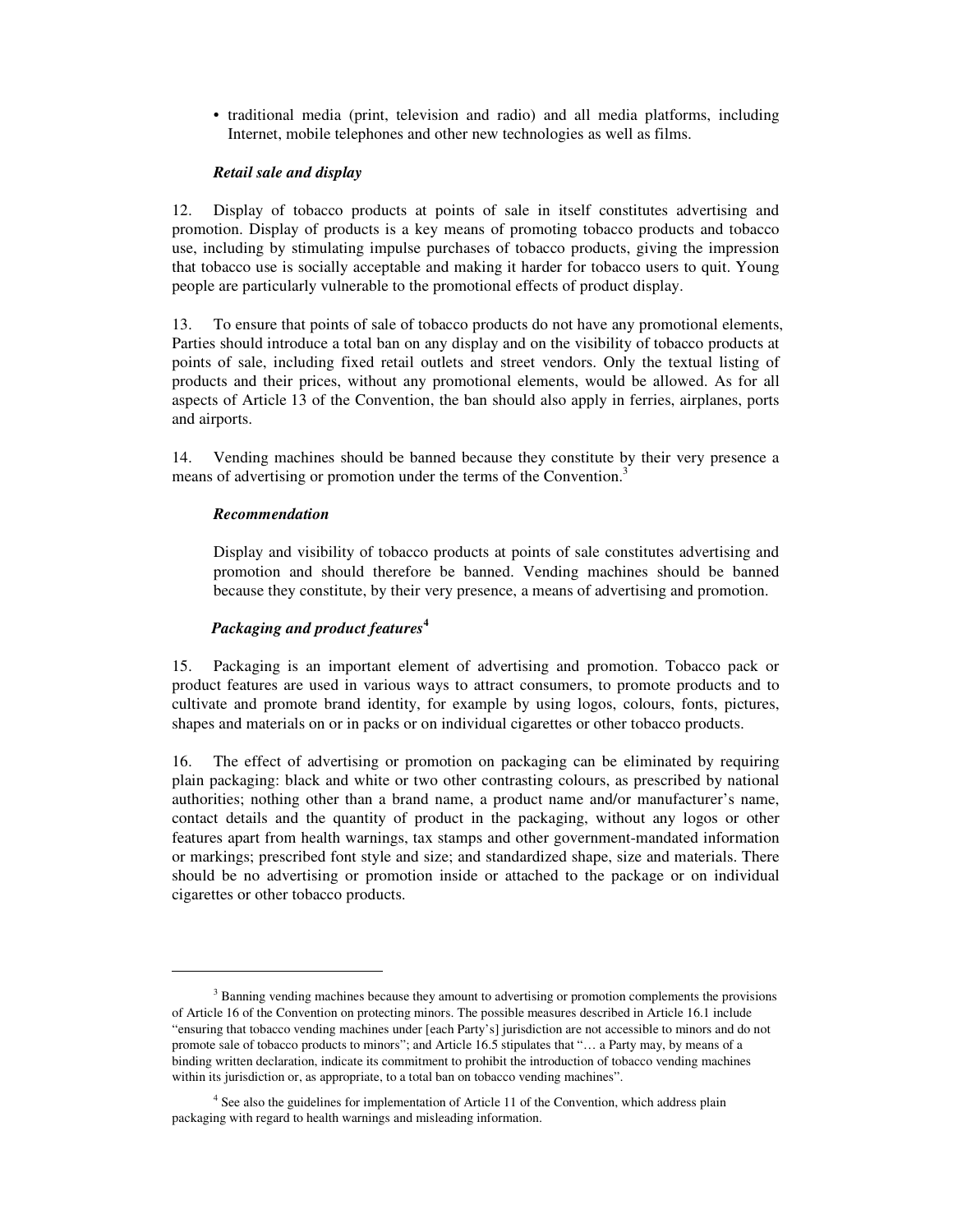- traditional media (print, television and radio) and all media platforms, including Internet, mobile telephones and other new technologies as well as films.

### *Retail sale and display*

12. Display of tobacco products at points of sale in itself constitutes advertising and promotion. Display of products is a key means of promoting tobacco products and tobacco use, including by stimulating impulse purchases of tobacco products, giving the impression that tobacco use is socially acceptable and making it harder for tobacco users to quit. Young people are particularly vulnerable to the promotional effects of product display.

13. To ensure that points of sale of tobacco products do not have any promotional elements, Parties should introduce a total ban on any display and on the visibility of tobacco products at points of sale, including fixed retail outlets and street vendors. Only the textual listing of products and their prices, without any promotional elements, would be allowed. As for all aspects of Article 13 of the Convention, the ban should also apply in ferries, airplanes, ports and airports.

14. Vending machines should be banned because they constitute by their very presence a means of advertising or promotion under the terms of the Convention.[3]

### *Recommendation*

> Display and visibility of tobacco products at points of sale constitutes advertising and promotion and should therefore be banned. Vending machines should be banned because they constitute, by their very presence, a means of advertising and promotion.

### *Packaging and product features*[4]

15. Packaging is an important element of advertising and promotion. Tobacco pack or product features are used in various ways to attract consumers, to promote products and to cultivate and promote brand identity, for example by using logos, colours, fonts, pictures, shapes and materials on or in packs or on individual cigarettes or other tobacco products.

16. The effect of advertising or promotion on packaging can be eliminated by requiring plain packaging: black and white or two other contrasting colours, as prescribed by national authorities; nothing other than a brand name, a product name and/or manufacturer's name, contact details and the quantity of product in the packaging, without any logos or other features apart from health warnings, tax stamps and other government-mandated information or markings; prescribed font style and size; and standardized shape, size and materials. There should be no advertising or promotion inside or attached to the package or on individual cigarettes or other tobacco products.

---

[3] Banning vending machines because they amount to advertising or promotion complements the provisions of Article 16 of the Convention on protecting minors. The possible measures described in Article 16.1 include "ensuring that tobacco vending machines under [each Party's] jurisdiction are not accessible to minors and do not promote sale of tobacco products to minors"; and Article 16.5 stipulates that "… a Party may, by means of a binding written declaration, indicate its commitment to prohibit the introduction of tobacco vending machines within its jurisdiction or, as appropriate, to a total ban on tobacco vending machines".

[4] See also the guidelines for implementation of Article 11 of the Convention, which address plain packaging with regard to health warnings and misleading information.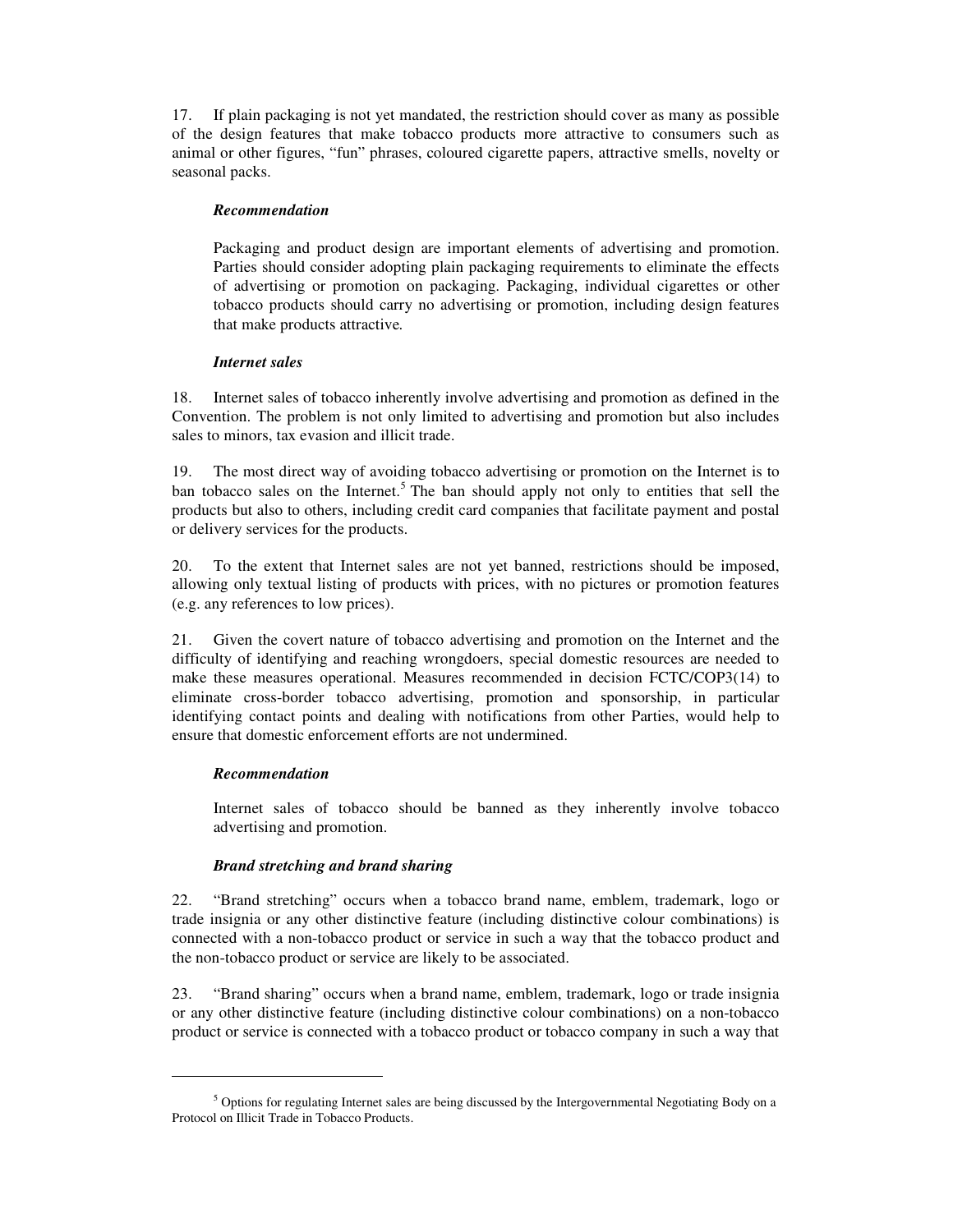17. If plain packaging is not yet mandated, the restriction should cover as many as possible of the design features that make tobacco products more attractive to consumers such as animal or other figures, "fun" phrases, coloured cigarette papers, attractive smells, novelty or seasonal packs.

***Recommendation***

Packaging and product design are important elements of advertising and promotion. Parties should consider adopting plain packaging requirements to eliminate the effects of advertising or promotion on packaging. Packaging, individual cigarettes or other tobacco products should carry no advertising or promotion, including design features that make products attractive.

***Internet sales***

18. Internet sales of tobacco inherently involve advertising and promotion as defined in the Convention. The problem is not only limited to advertising and promotion but also includes sales to minors, tax evasion and illicit trade.

19. The most direct way of avoiding tobacco advertising or promotion on the Internet is to ban tobacco sales on the Internet.[5] The ban should apply not only to entities that sell the products but also to others, including credit card companies that facilitate payment and postal or delivery services for the products.

20. To the extent that Internet sales are not yet banned, restrictions should be imposed, allowing only textual listing of products with prices, with no pictures or promotion features (e.g. any references to low prices).

21. Given the covert nature of tobacco advertising and promotion on the Internet and the difficulty of identifying and reaching wrongdoers, special domestic resources are needed to make these measures operational. Measures recommended in decision FCTC/COP3(14) to eliminate cross-border tobacco advertising, promotion and sponsorship, in particular identifying contact points and dealing with notifications from other Parties, would help to ensure that domestic enforcement efforts are not undermined.

***Recommendation***

Internet sales of tobacco should be banned as they inherently involve tobacco advertising and promotion.

***Brand stretching and brand sharing***

22. "Brand stretching" occurs when a tobacco brand name, emblem, trademark, logo or trade insignia or any other distinctive feature (including distinctive colour combinations) is connected with a non-tobacco product or service in such a way that the tobacco product and the non-tobacco product or service are likely to be associated.

23. "Brand sharing" occurs when a brand name, emblem, trademark, logo or trade insignia or any other distinctive feature (including distinctive colour combinations) on a non-tobacco product or service is connected with a tobacco product or tobacco company in such a way that

---

[5] Options for regulating Internet sales are being discussed by the Intergovernmental Negotiating Body on a Protocol on Illicit Trade in Tobacco Products.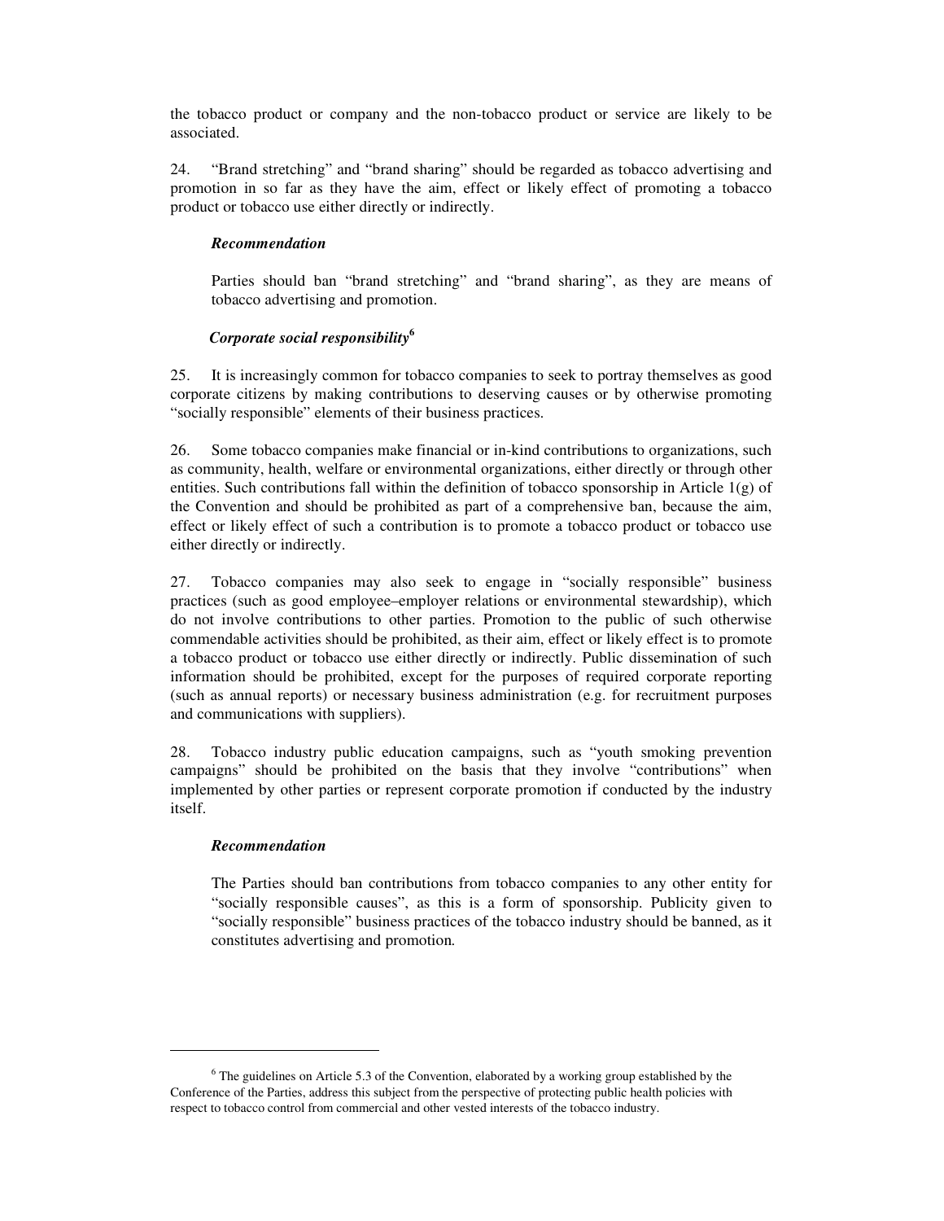the tobacco product or company and the non-tobacco product or service are likely to be associated.

24. "Brand stretching" and "brand sharing" should be regarded as tobacco advertising and promotion in so far as they have the aim, effect or likely effect of promoting a tobacco product or tobacco use either directly or indirectly.

***Recommendation***

Parties should ban "brand stretching" and "brand sharing", as they are means of tobacco advertising and promotion.

***Corporate social responsibility***[6]

25. It is increasingly common for tobacco companies to seek to portray themselves as good corporate citizens by making contributions to deserving causes or by otherwise promoting "socially responsible" elements of their business practices.

26. Some tobacco companies make financial or in-kind contributions to organizations, such as community, health, welfare or environmental organizations, either directly or through other entities. Such contributions fall within the definition of tobacco sponsorship in Article 1(g) of the Convention and should be prohibited as part of a comprehensive ban, because the aim, effect or likely effect of such a contribution is to promote a tobacco product or tobacco use either directly or indirectly.

27. Tobacco companies may also seek to engage in "socially responsible" business practices (such as good employee–employer relations or environmental stewardship), which do not involve contributions to other parties. Promotion to the public of such otherwise commendable activities should be prohibited, as their aim, effect or likely effect is to promote a tobacco product or tobacco use either directly or indirectly. Public dissemination of such information should be prohibited, except for the purposes of required corporate reporting (such as annual reports) or necessary business administration (e.g. for recruitment purposes and communications with suppliers).

28. Tobacco industry public education campaigns, such as "youth smoking prevention campaigns" should be prohibited on the basis that they involve "contributions" when implemented by other parties or represent corporate promotion if conducted by the industry itself.

***Recommendation***

The Parties should ban contributions from tobacco companies to any other entity for "socially responsible causes", as this is a form of sponsorship. Publicity given to "socially responsible" business practices of the tobacco industry should be banned, as it constitutes advertising and promotion.

---

[6] The guidelines on Article 5.3 of the Convention, elaborated by a working group established by the Conference of the Parties, address this subject from the perspective of protecting public health policies with respect to tobacco control from commercial and other vested interests of the tobacco industry.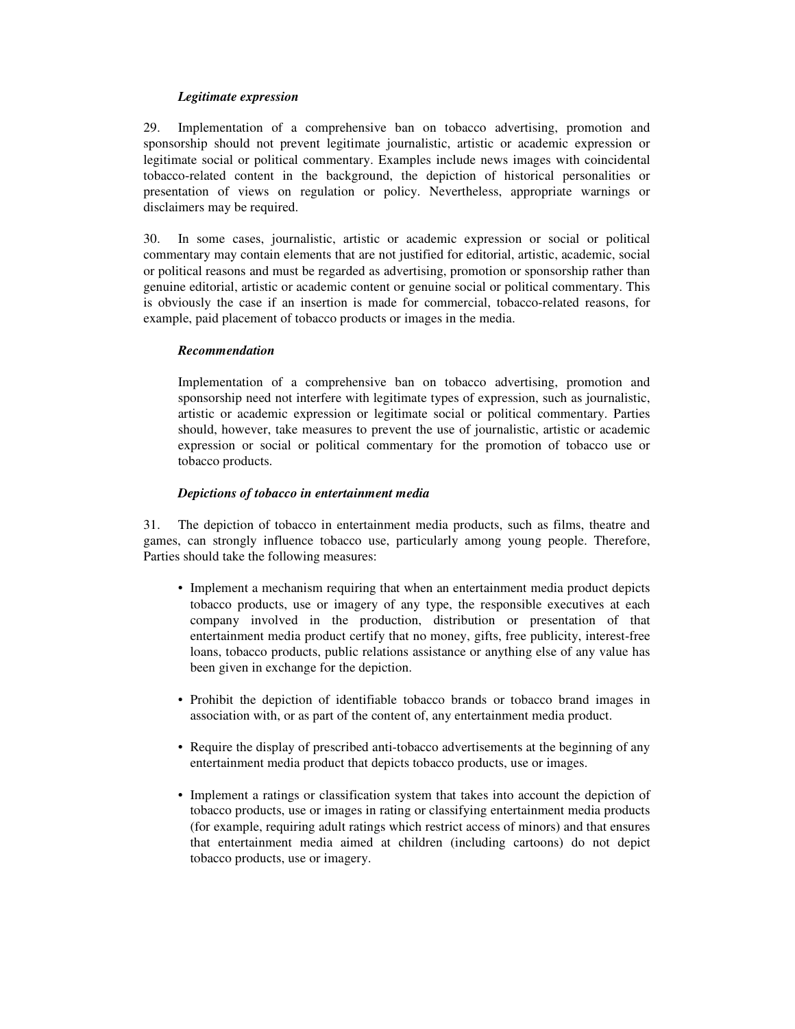### *Legitimate expression*

29. Implementation of a comprehensive ban on tobacco advertising, promotion and sponsorship should not prevent legitimate journalistic, artistic or academic expression or legitimate social or political commentary. Examples include news images with coincidental tobacco-related content in the background, the depiction of historical personalities or presentation of views on regulation or policy. Nevertheless, appropriate warnings or disclaimers may be required.

30. In some cases, journalistic, artistic or academic expression or social or political commentary may contain elements that are not justified for editorial, artistic, academic, social or political reasons and must be regarded as advertising, promotion or sponsorship rather than genuine editorial, artistic or academic content or genuine social or political commentary. This is obviously the case if an insertion is made for commercial, tobacco-related reasons, for example, paid placement of tobacco products or images in the media.

### *Recommendation*

Implementation of a comprehensive ban on tobacco advertising, promotion and sponsorship need not interfere with legitimate types of expression, such as journalistic, artistic or academic expression or legitimate social or political commentary. Parties should, however, take measures to prevent the use of journalistic, artistic or academic expression or social or political commentary for the promotion of tobacco use or tobacco products.

### *Depictions of tobacco in entertainment media*

31. The depiction of tobacco in entertainment media products, such as films, theatre and games, can strongly influence tobacco use, particularly among young people. Therefore, Parties should take the following measures:

- Implement a mechanism requiring that when an entertainment media product depicts tobacco products, use or imagery of any type, the responsible executives at each company involved in the production, distribution or presentation of that entertainment media product certify that no money, gifts, free publicity, interest-free loans, tobacco products, public relations assistance or anything else of any value has been given in exchange for the depiction.

- Prohibit the depiction of identifiable tobacco brands or tobacco brand images in association with, or as part of the content of, any entertainment media product.

- Require the display of prescribed anti-tobacco advertisements at the beginning of any entertainment media product that depicts tobacco products, use or images.

- Implement a ratings or classification system that takes into account the depiction of tobacco products, use or images in rating or classifying entertainment media products (for example, requiring adult ratings which restrict access of minors) and that ensures that entertainment media aimed at children (including cartoons) do not depict tobacco products, use or imagery.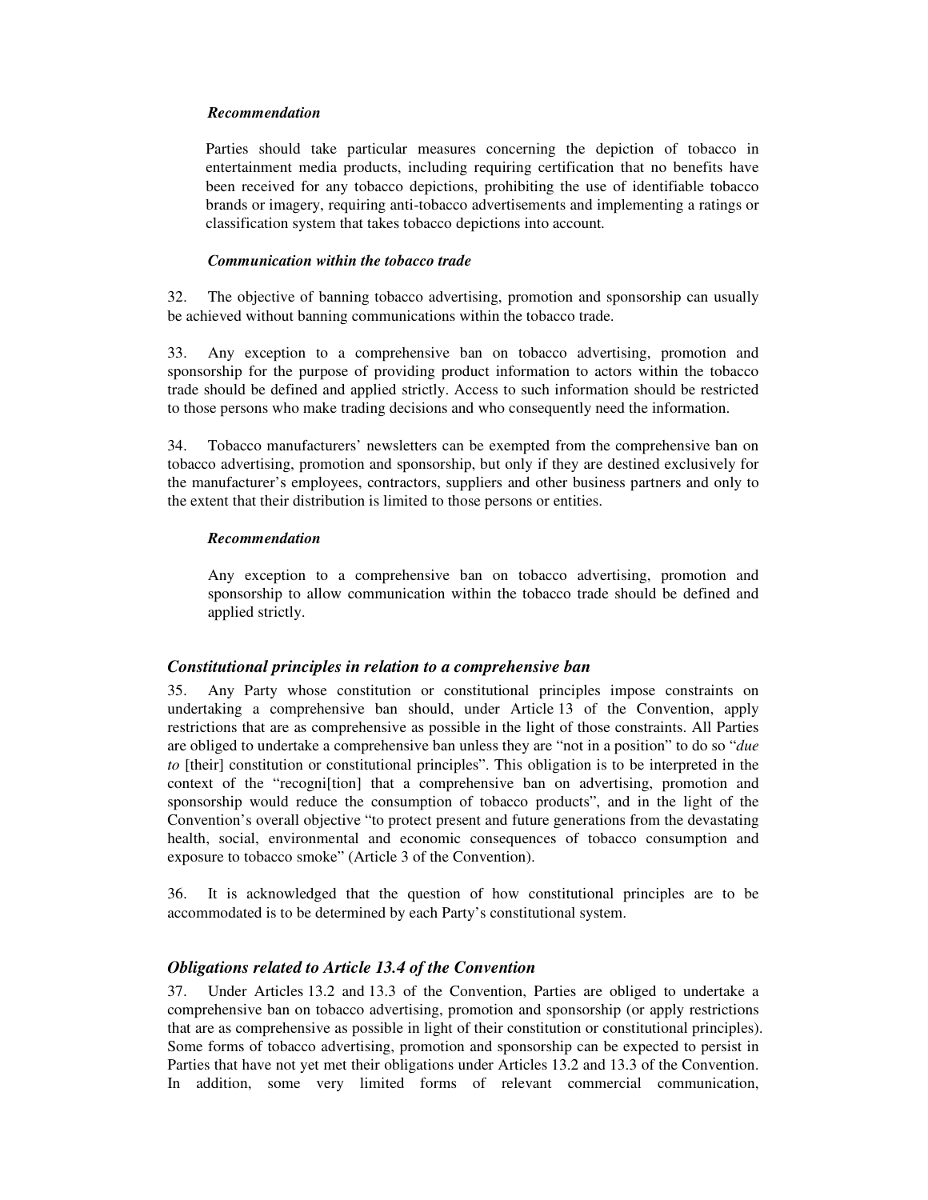***Recommendation***

Parties should take particular measures concerning the depiction of tobacco in entertainment media products, including requiring certification that no benefits have been received for any tobacco depictions, prohibiting the use of identifiable tobacco brands or imagery, requiring anti-tobacco advertisements and implementing a ratings or classification system that takes tobacco depictions into account.

***Communication within the tobacco trade***

32. The objective of banning tobacco advertising, promotion and sponsorship can usually be achieved without banning communications within the tobacco trade.

33. Any exception to a comprehensive ban on tobacco advertising, promotion and sponsorship for the purpose of providing product information to actors within the tobacco trade should be defined and applied strictly. Access to such information should be restricted to those persons who make trading decisions and who consequently need the information.

34. Tobacco manufacturers' newsletters can be exempted from the comprehensive ban on tobacco advertising, promotion and sponsorship, but only if they are destined exclusively for the manufacturer's employees, contractors, suppliers and other business partners and only to the extent that their distribution is limited to those persons or entities.

***Recommendation***

Any exception to a comprehensive ban on tobacco advertising, promotion and sponsorship to allow communication within the tobacco trade should be defined and applied strictly.

## *Constitutional principles in relation to a comprehensive ban*

35. Any Party whose constitution or constitutional principles impose constraints on undertaking a comprehensive ban should, under Article 13 of the Convention, apply restrictions that are as comprehensive as possible in the light of those constraints. All Parties are obliged to undertake a comprehensive ban unless they are "not in a position" to do so "*due to* [their] constitution or constitutional principles". This obligation is to be interpreted in the context of the "recogni[tion] that a comprehensive ban on advertising, promotion and sponsorship would reduce the consumption of tobacco products", and in the light of the Convention's overall objective "to protect present and future generations from the devastating health, social, environmental and economic consequences of tobacco consumption and exposure to tobacco smoke" (Article 3 of the Convention).

36. It is acknowledged that the question of how constitutional principles are to be accommodated is to be determined by each Party's constitutional system.

## *Obligations related to Article 13.4 of the Convention*

37. Under Articles 13.2 and 13.3 of the Convention, Parties are obliged to undertake a comprehensive ban on tobacco advertising, promotion and sponsorship (or apply restrictions that are as comprehensive as possible in light of their constitution or constitutional principles). Some forms of tobacco advertising, promotion and sponsorship can be expected to persist in Parties that have not yet met their obligations under Articles 13.2 and 13.3 of the Convention. In addition, some very limited forms of relevant commercial communication,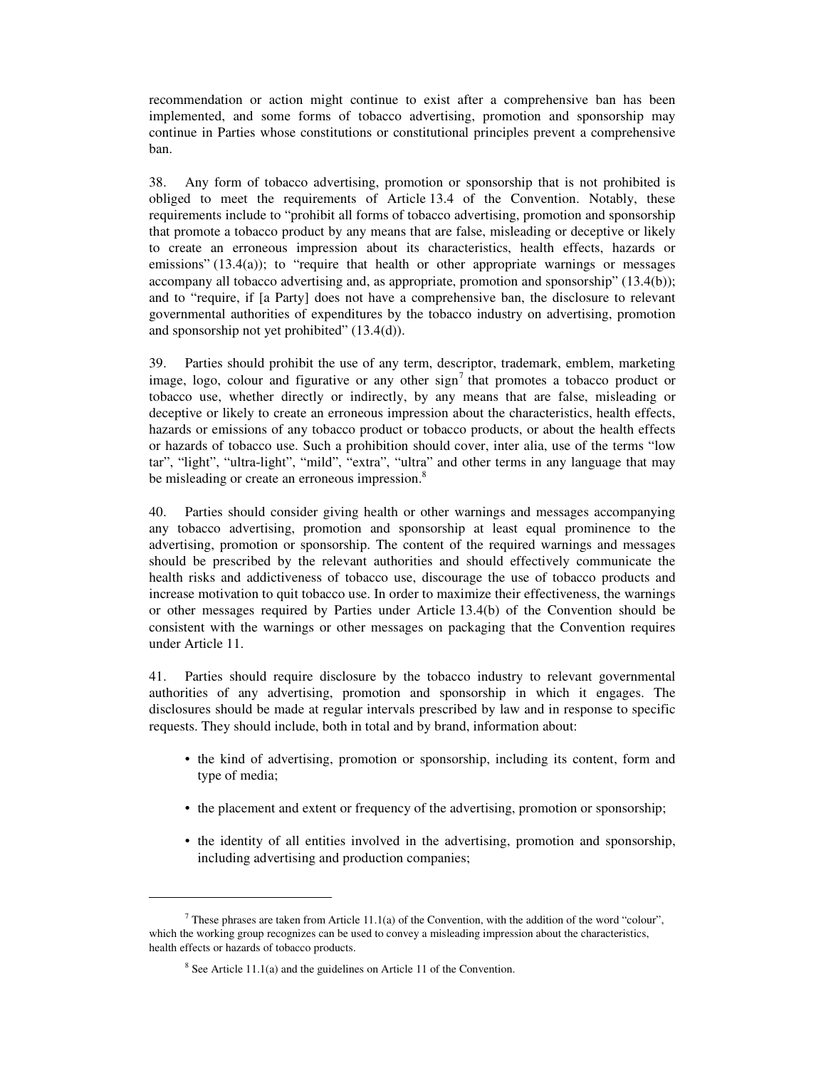recommendation or action might continue to exist after a comprehensive ban has been implemented, and some forms of tobacco advertising, promotion and sponsorship may continue in Parties whose constitutions or constitutional principles prevent a comprehensive ban.

38. Any form of tobacco advertising, promotion or sponsorship that is not prohibited is obliged to meet the requirements of Article 13.4 of the Convention. Notably, these requirements include to "prohibit all forms of tobacco advertising, promotion and sponsorship that promote a tobacco product by any means that are false, misleading or deceptive or likely to create an erroneous impression about its characteristics, health effects, hazards or emissions" (13.4(a)); to "require that health or other appropriate warnings or messages accompany all tobacco advertising and, as appropriate, promotion and sponsorship" (13.4(b)); and to "require, if [a Party] does not have a comprehensive ban, the disclosure to relevant governmental authorities of expenditures by the tobacco industry on advertising, promotion and sponsorship not yet prohibited" (13.4(d)).

39. Parties should prohibit the use of any term, descriptor, trademark, emblem, marketing image, logo, colour and figurative or any other sign[7] that promotes a tobacco product or tobacco use, whether directly or indirectly, by any means that are false, misleading or deceptive or likely to create an erroneous impression about the characteristics, health effects, hazards or emissions of any tobacco product or tobacco products, or about the health effects or hazards of tobacco use. Such a prohibition should cover, inter alia, use of the terms "low tar", "light", "ultra-light", "mild", "extra", "ultra" and other terms in any language that may be misleading or create an erroneous impression.[8]

40. Parties should consider giving health or other warnings and messages accompanying any tobacco advertising, promotion and sponsorship at least equal prominence to the advertising, promotion or sponsorship. The content of the required warnings and messages should be prescribed by the relevant authorities and should effectively communicate the health risks and addictiveness of tobacco use, discourage the use of tobacco products and increase motivation to quit tobacco use. In order to maximize their effectiveness, the warnings or other messages required by Parties under Article 13.4(b) of the Convention should be consistent with the warnings or other messages on packaging that the Convention requires under Article 11.

41. Parties should require disclosure by the tobacco industry to relevant governmental authorities of any advertising, promotion and sponsorship in which it engages. The disclosures should be made at regular intervals prescribed by law and in response to specific requests. They should include, both in total and by brand, information about:

- the kind of advertising, promotion or sponsorship, including its content, form and type of media;
- the placement and extent or frequency of the advertising, promotion or sponsorship;
- the identity of all entities involved in the advertising, promotion and sponsorship, including advertising and production companies;

---

[7] These phrases are taken from Article 11.1(a) of the Convention, with the addition of the word "colour", which the working group recognizes can be used to convey a misleading impression about the characteristics, health effects or hazards of tobacco products.

[8] See Article 11.1(a) and the guidelines on Article 11 of the Convention.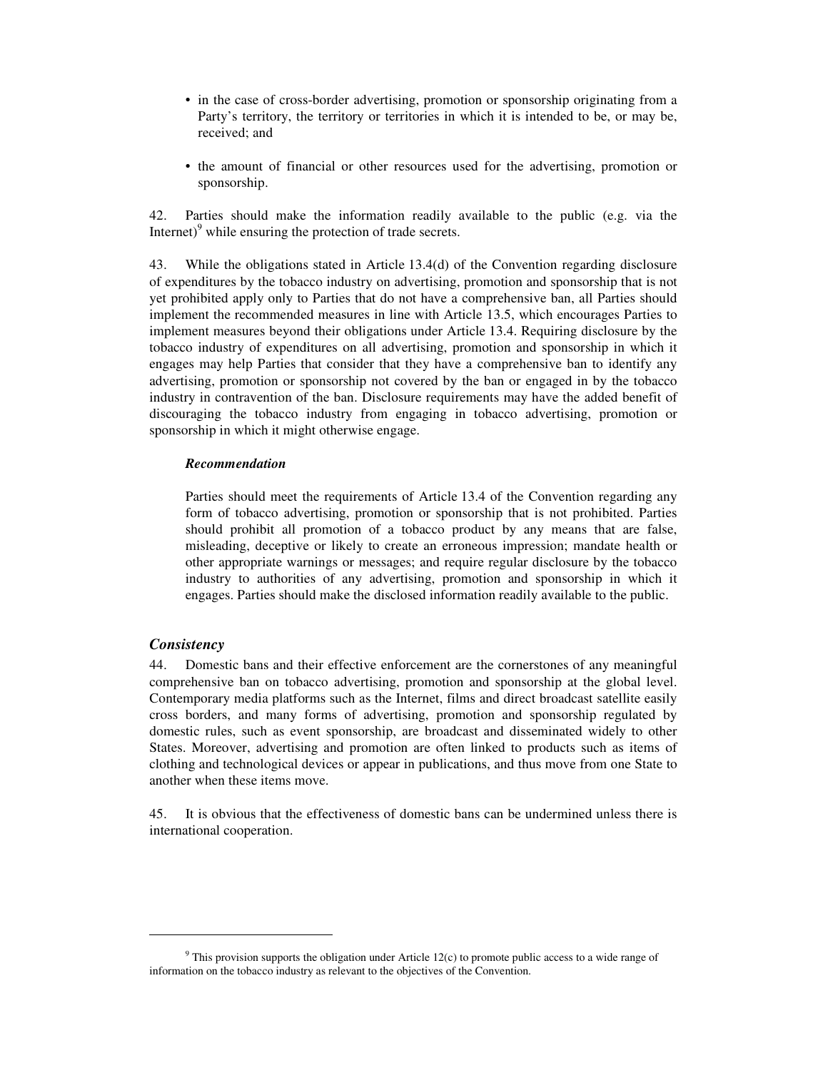- in the case of cross-border advertising, promotion or sponsorship originating from a Party's territory, the territory or territories in which it is intended to be, or may be, received; and

- the amount of financial or other resources used for the advertising, promotion or sponsorship.

42. Parties should make the information readily available to the public (e.g. via the Internet)[9] while ensuring the protection of trade secrets.

43. While the obligations stated in Article 13.4(d) of the Convention regarding disclosure of expenditures by the tobacco industry on advertising, promotion and sponsorship that is not yet prohibited apply only to Parties that do not have a comprehensive ban, all Parties should implement the recommended measures in line with Article 13.5, which encourages Parties to implement measures beyond their obligations under Article 13.4. Requiring disclosure by the tobacco industry of expenditures on all advertising, promotion and sponsorship in which it engages may help Parties that consider that they have a comprehensive ban to identify any advertising, promotion or sponsorship not covered by the ban or engaged in by the tobacco industry in contravention of the ban. Disclosure requirements may have the added benefit of discouraging the tobacco industry from engaging in tobacco advertising, promotion or sponsorship in which it might otherwise engage.

> ***Recommendation***
>
> Parties should meet the requirements of Article 13.4 of the Convention regarding any form of tobacco advertising, promotion or sponsorship that is not prohibited. Parties should prohibit all promotion of a tobacco product by any means that are false, misleading, deceptive or likely to create an erroneous impression; mandate health or other appropriate warnings or messages; and require regular disclosure by the tobacco industry to authorities of any advertising, promotion and sponsorship in which it engages. Parties should make the disclosed information readily available to the public.

### *Consistency*

44. Domestic bans and their effective enforcement are the cornerstones of any meaningful comprehensive ban on tobacco advertising, promotion and sponsorship at the global level. Contemporary media platforms such as the Internet, films and direct broadcast satellite easily cross borders, and many forms of advertising, promotion and sponsorship regulated by domestic rules, such as event sponsorship, are broadcast and disseminated widely to other States. Moreover, advertising and promotion are often linked to products such as items of clothing and technological devices or appear in publications, and thus move from one State to another when these items move.

45. It is obvious that the effectiveness of domestic bans can be undermined unless there is international cooperation.

---

[9] This provision supports the obligation under Article 12(c) to promote public access to a wide range of information on the tobacco industry as relevant to the objectives of the Convention.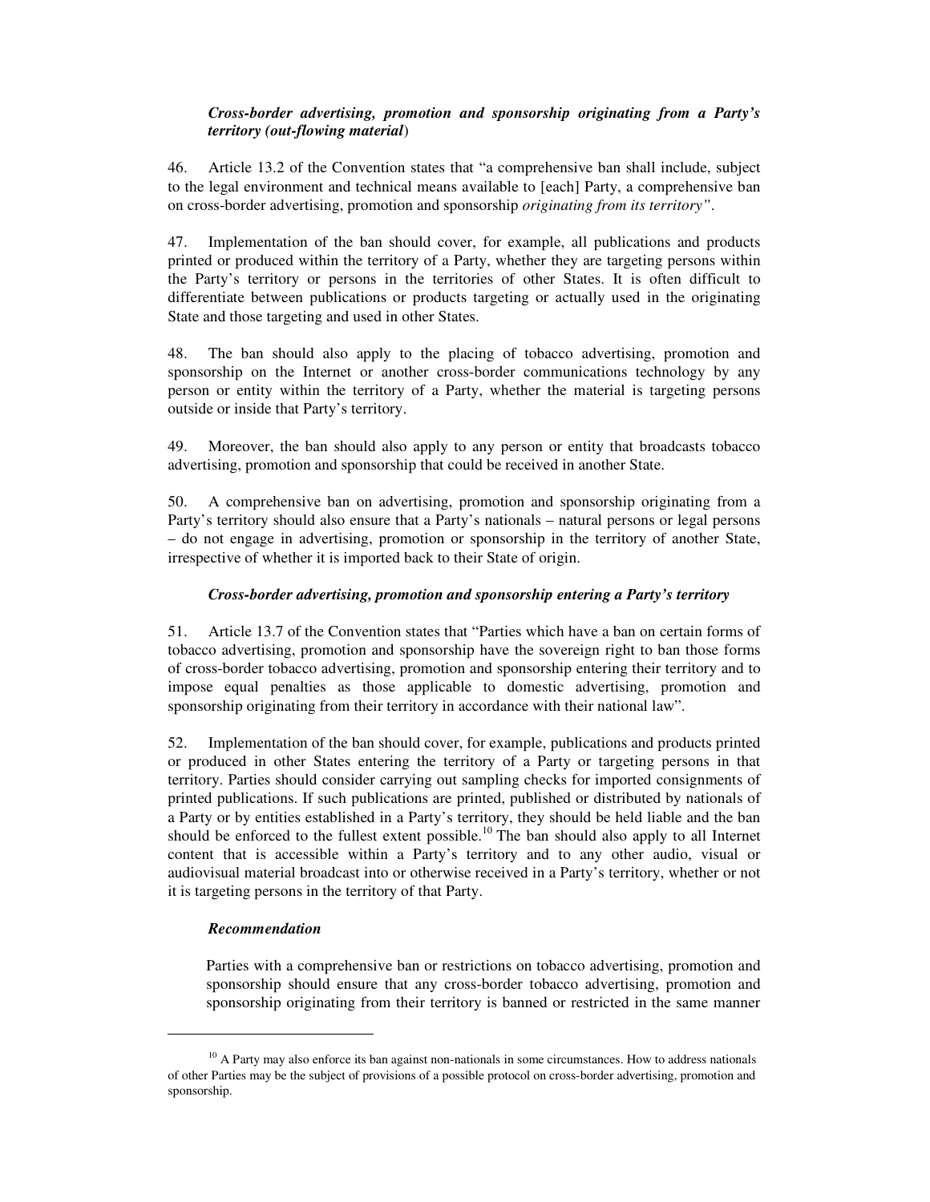***Cross-border advertising, promotion and sponsorship originating from a Party's territory (out-flowing material)***

46. Article 13.2 of the Convention states that "a comprehensive ban shall include, subject to the legal environment and technical means available to [each] Party, a comprehensive ban on cross-border advertising, promotion and sponsorship *originating from its territory"*.

47. Implementation of the ban should cover, for example, all publications and products printed or produced within the territory of a Party, whether they are targeting persons within the Party's territory or persons in the territories of other States. It is often difficult to differentiate between publications or products targeting or actually used in the originating State and those targeting and used in other States.

48. The ban should also apply to the placing of tobacco advertising, promotion and sponsorship on the Internet or another cross-border communications technology by any person or entity within the territory of a Party, whether the material is targeting persons outside or inside that Party's territory.

49. Moreover, the ban should also apply to any person or entity that broadcasts tobacco advertising, promotion and sponsorship that could be received in another State.

50. A comprehensive ban on advertising, promotion and sponsorship originating from a Party's territory should also ensure that a Party's nationals – natural persons or legal persons – do not engage in advertising, promotion or sponsorship in the territory of another State, irrespective of whether it is imported back to their State of origin.

***Cross-border advertising, promotion and sponsorship entering a Party's territory***

51. Article 13.7 of the Convention states that "Parties which have a ban on certain forms of tobacco advertising, promotion and sponsorship have the sovereign right to ban those forms of cross-border tobacco advertising, promotion and sponsorship entering their territory and to impose equal penalties as those applicable to domestic advertising, promotion and sponsorship originating from their territory in accordance with their national law".

52. Implementation of the ban should cover, for example, publications and products printed or produced in other States entering the territory of a Party or targeting persons in that territory. Parties should consider carrying out sampling checks for imported consignments of printed publications. If such publications are printed, published or distributed by nationals of a Party or by entities established in a Party's territory, they should be held liable and the ban should be enforced to the fullest extent possible.[10] The ban should also apply to all Internet content that is accessible within a Party's territory and to any other audio, visual or audiovisual material broadcast into or otherwise received in a Party's territory, whether or not it is targeting persons in the territory of that Party.

***Recommendation***

Parties with a comprehensive ban or restrictions on tobacco advertising, promotion and sponsorship should ensure that any cross-border tobacco advertising, promotion and sponsorship originating from their territory is banned or restricted in the same manner

---

[10] A Party may also enforce its ban against non-nationals in some circumstances. How to address nationals of other Parties may be the subject of provisions of a possible protocol on cross-border advertising, promotion and sponsorship.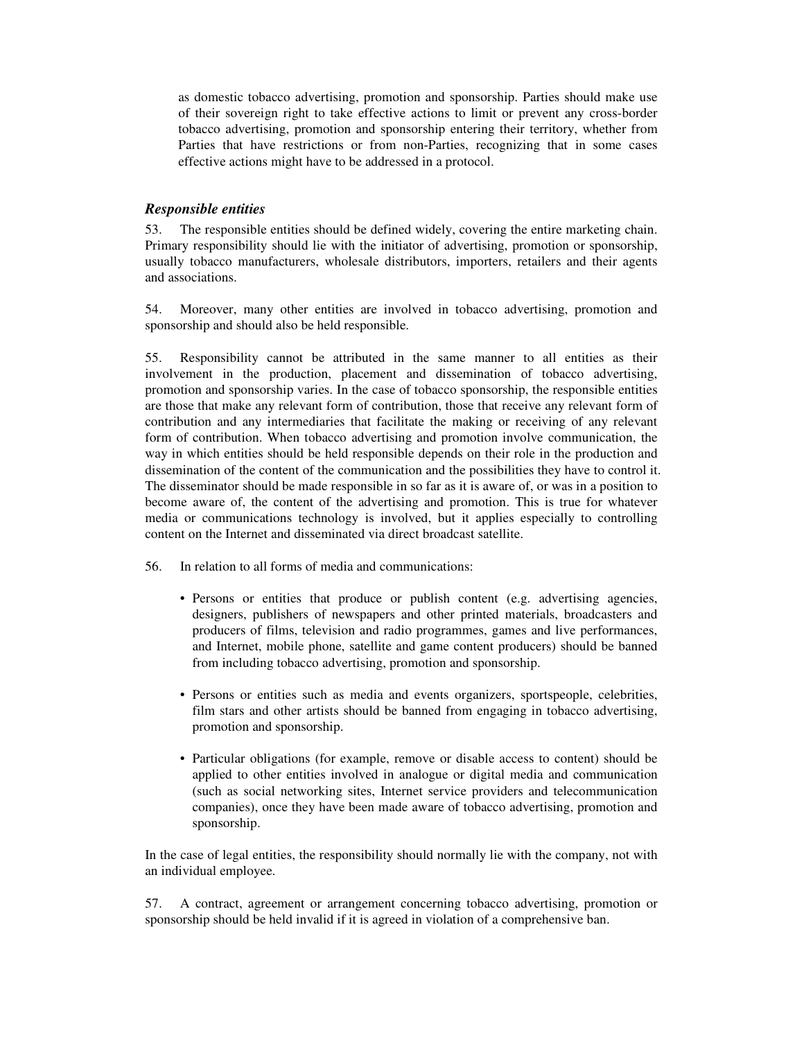as domestic tobacco advertising, promotion and sponsorship. Parties should make use of their sovereign right to take effective actions to limit or prevent any cross-border tobacco advertising, promotion and sponsorship entering their territory, whether from Parties that have restrictions or from non-Parties, recognizing that in some cases effective actions might have to be addressed in a protocol.

### *Responsible entities*

53. The responsible entities should be defined widely, covering the entire marketing chain. Primary responsibility should lie with the initiator of advertising, promotion or sponsorship, usually tobacco manufacturers, wholesale distributors, importers, retailers and their agents and associations.

54. Moreover, many other entities are involved in tobacco advertising, promotion and sponsorship and should also be held responsible.

55. Responsibility cannot be attributed in the same manner to all entities as their involvement in the production, placement and dissemination of tobacco advertising, promotion and sponsorship varies. In the case of tobacco sponsorship, the responsible entities are those that make any relevant form of contribution, those that receive any relevant form of contribution and any intermediaries that facilitate the making or receiving of any relevant form of contribution. When tobacco advertising and promotion involve communication, the way in which entities should be held responsible depends on their role in the production and dissemination of the content of the communication and the possibilities they have to control it. The disseminator should be made responsible in so far as it is aware of, or was in a position to become aware of, the content of the advertising and promotion. This is true for whatever media or communications technology is involved, but it applies especially to controlling content on the Internet and disseminated via direct broadcast satellite.

56. In relation to all forms of media and communications:

- Persons or entities that produce or publish content (e.g. advertising agencies, designers, publishers of newspapers and other printed materials, broadcasters and producers of films, television and radio programmes, games and live performances, and Internet, mobile phone, satellite and game content producers) should be banned from including tobacco advertising, promotion and sponsorship.
- Persons or entities such as media and events organizers, sportspeople, celebrities, film stars and other artists should be banned from engaging in tobacco advertising, promotion and sponsorship.
- Particular obligations (for example, remove or disable access to content) should be applied to other entities involved in analogue or digital media and communication (such as social networking sites, Internet service providers and telecommunication companies), once they have been made aware of tobacco advertising, promotion and sponsorship.

In the case of legal entities, the responsibility should normally lie with the company, not with an individual employee.

57. A contract, agreement or arrangement concerning tobacco advertising, promotion or sponsorship should be held invalid if it is agreed in violation of a comprehensive ban.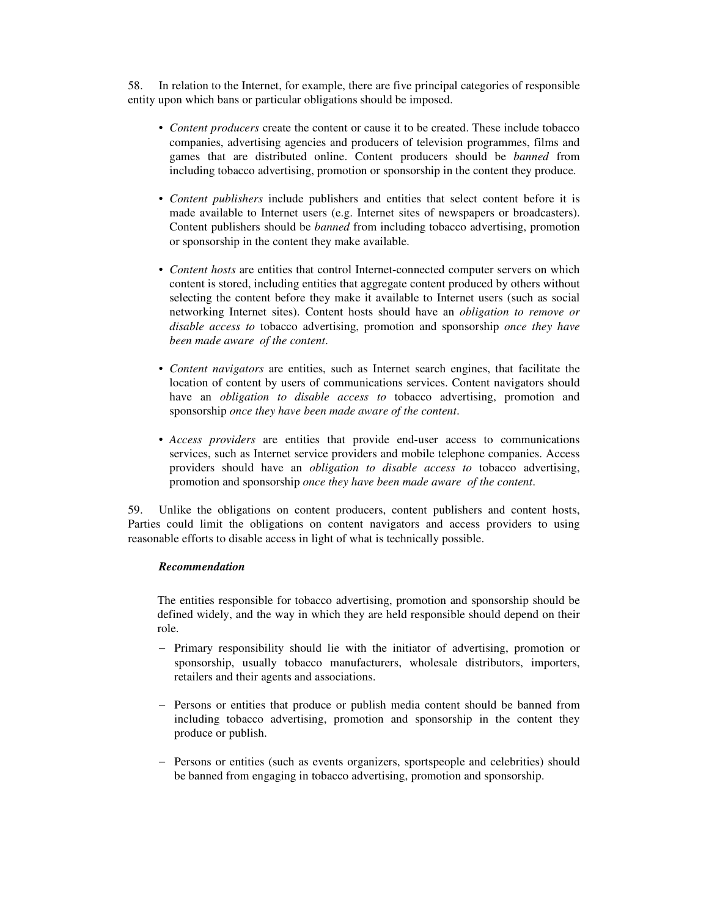58. In relation to the Internet, for example, there are five principal categories of responsible entity upon which bans or particular obligations should be imposed.

- *Content producers* create the content or cause it to be created. These include tobacco companies, advertising agencies and producers of television programmes, films and games that are distributed online. Content producers should be *banned* from including tobacco advertising, promotion or sponsorship in the content they produce.

- *Content publishers* include publishers and entities that select content before it is made available to Internet users (e.g. Internet sites of newspapers or broadcasters). Content publishers should be *banned* from including tobacco advertising, promotion or sponsorship in the content they make available.

- *Content hosts* are entities that control Internet-connected computer servers on which content is stored, including entities that aggregate content produced by others without selecting the content before they make it available to Internet users (such as social networking Internet sites). Content hosts should have an *obligation to remove or disable access to* tobacco advertising, promotion and sponsorship *once they have been made aware of the content*.

- *Content navigators* are entities, such as Internet search engines, that facilitate the location of content by users of communications services. Content navigators should have an *obligation to disable access to* tobacco advertising, promotion and sponsorship *once they have been made aware of the content*.

- *Access providers* are entities that provide end-user access to communications services, such as Internet service providers and mobile telephone companies. Access providers should have an *obligation to disable access to* tobacco advertising, promotion and sponsorship *once they have been made aware of the content*.

59. Unlike the obligations on content producers, content publishers and content hosts, Parties could limit the obligations on content navigators and access providers to using reasonable efforts to disable access in light of what is technically possible.

***Recommendation***

The entities responsible for tobacco advertising, promotion and sponsorship should be defined widely, and the way in which they are held responsible should depend on their role.

- Primary responsibility should lie with the initiator of advertising, promotion or sponsorship, usually tobacco manufacturers, wholesale distributors, importers, retailers and their agents and associations.

- Persons or entities that produce or publish media content should be banned from including tobacco advertising, promotion and sponsorship in the content they produce or publish.

- Persons or entities (such as events organizers, sportspeople and celebrities) should be banned from engaging in tobacco advertising, promotion and sponsorship.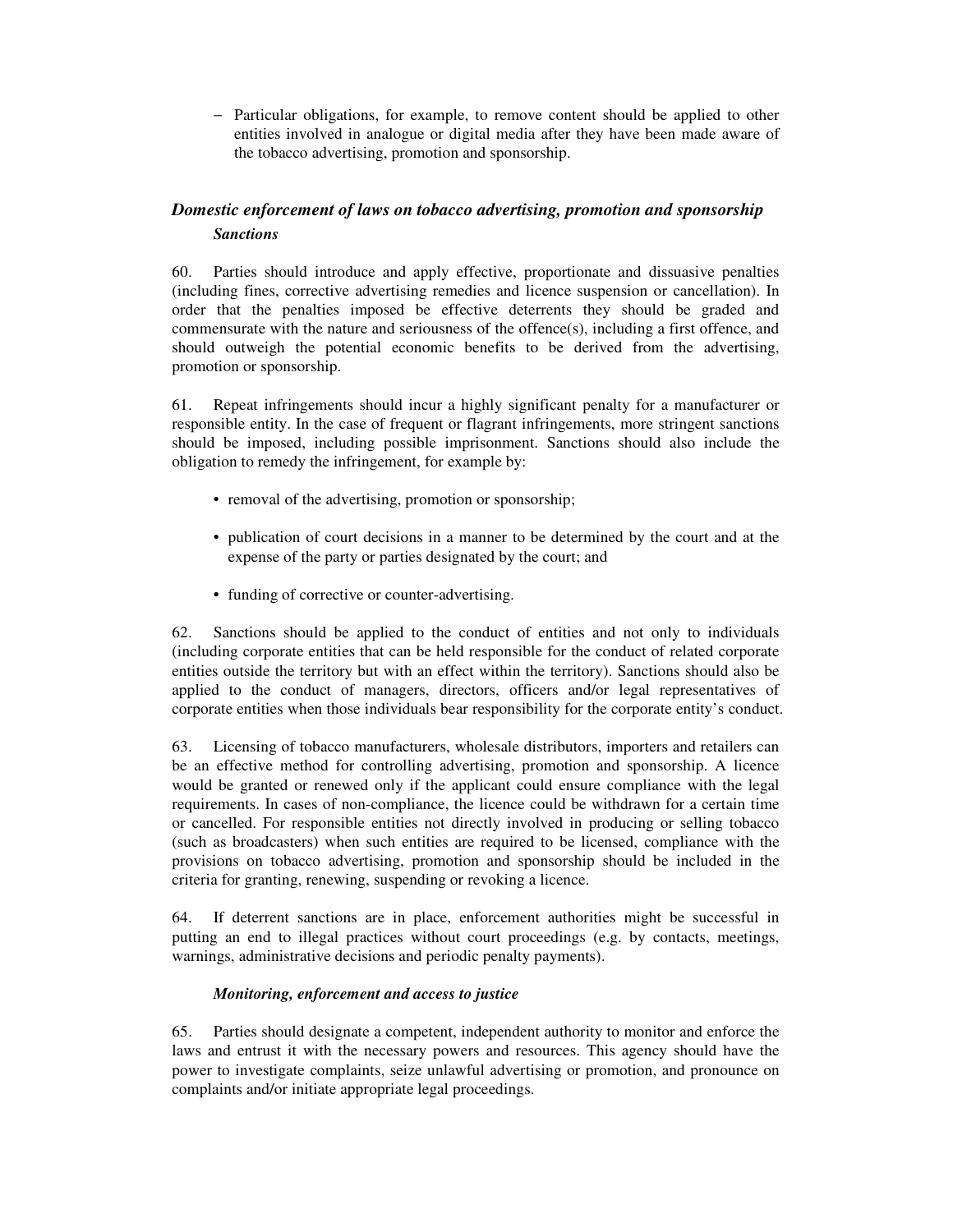- Particular obligations, for example, to remove content should be applied to other entities involved in analogue or digital media after they have been made aware of the tobacco advertising, promotion and sponsorship.

### *Domestic enforcement of laws on tobacco advertising, promotion and sponsorship*

#### *Sanctions*

60. Parties should introduce and apply effective, proportionate and dissuasive penalties (including fines, corrective advertising remedies and licence suspension or cancellation). In order that the penalties imposed be effective deterrents they should be graded and commensurate with the nature and seriousness of the offence(s), including a first offence, and should outweigh the potential economic benefits to be derived from the advertising, promotion or sponsorship.

61. Repeat infringements should incur a highly significant penalty for a manufacturer or responsible entity. In the case of frequent or flagrant infringements, more stringent sanctions should be imposed, including possible imprisonment. Sanctions should also include the obligation to remedy the infringement, for example by:

- removal of the advertising, promotion or sponsorship;
- publication of court decisions in a manner to be determined by the court and at the expense of the party or parties designated by the court; and
- funding of corrective or counter-advertising.

62. Sanctions should be applied to the conduct of entities and not only to individuals (including corporate entities that can be held responsible for the conduct of related corporate entities outside the territory but with an effect within the territory). Sanctions should also be applied to the conduct of managers, directors, officers and/or legal representatives of corporate entities when those individuals bear responsibility for the corporate entity's conduct.

63. Licensing of tobacco manufacturers, wholesale distributors, importers and retailers can be an effective method for controlling advertising, promotion and sponsorship. A licence would be granted or renewed only if the applicant could ensure compliance with the legal requirements. In cases of non-compliance, the licence could be withdrawn for a certain time or cancelled. For responsible entities not directly involved in producing or selling tobacco (such as broadcasters) when such entities are required to be licensed, compliance with the provisions on tobacco advertising, promotion and sponsorship should be included in the criteria for granting, renewing, suspending or revoking a licence.

64. If deterrent sanctions are in place, enforcement authorities might be successful in putting an end to illegal practices without court proceedings (e.g. by contacts, meetings, warnings, administrative decisions and periodic penalty payments).

#### *Monitoring, enforcement and access to justice*

65. Parties should designate a competent, independent authority to monitor and enforce the laws and entrust it with the necessary powers and resources. This agency should have the power to investigate complaints, seize unlawful advertising or promotion, and pronounce on complaints and/or initiate appropriate legal proceedings.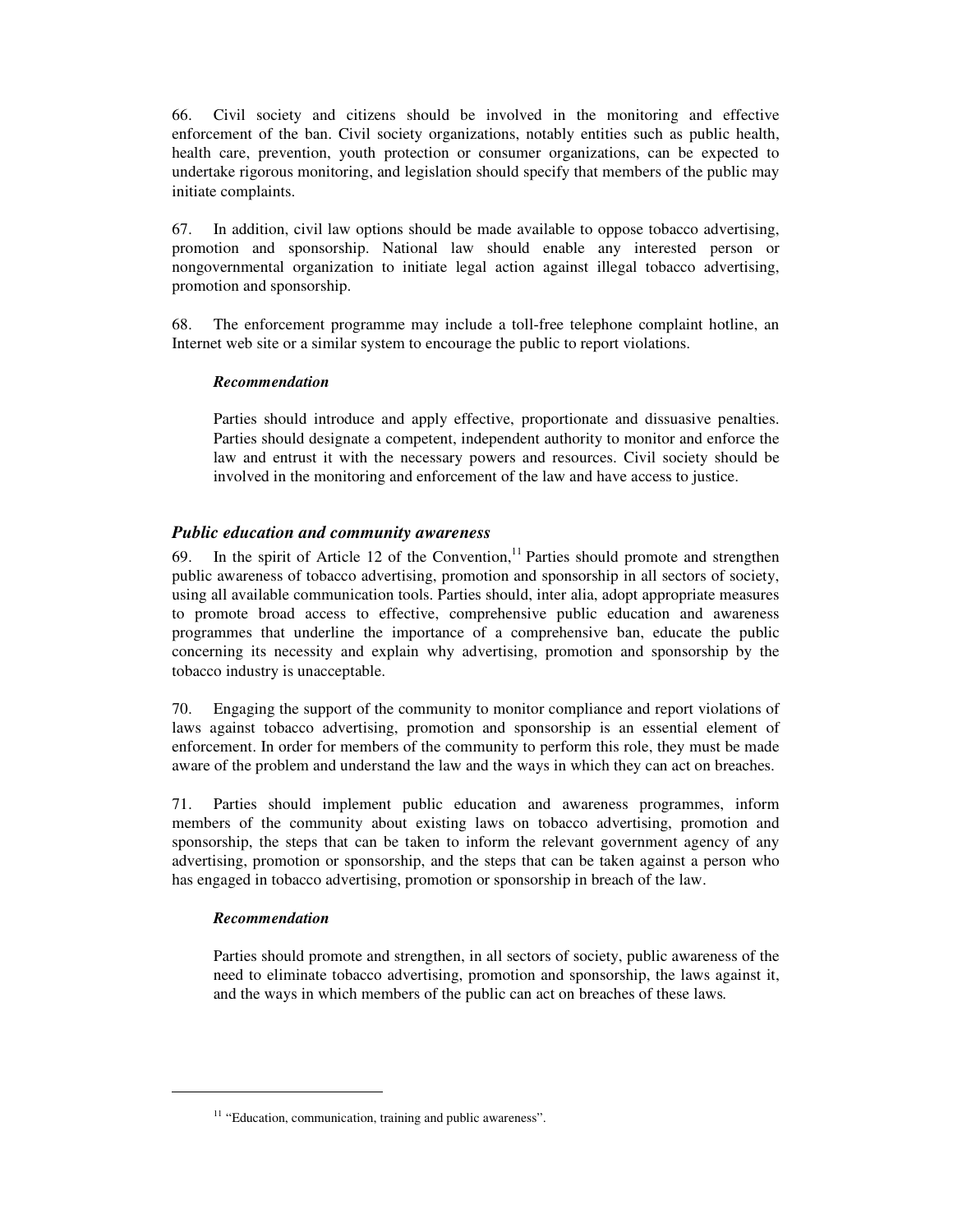66. Civil society and citizens should be involved in the monitoring and effective enforcement of the ban. Civil society organizations, notably entities such as public health, health care, prevention, youth protection or consumer organizations, can be expected to undertake rigorous monitoring, and legislation should specify that members of the public may initiate complaints.

67. In addition, civil law options should be made available to oppose tobacco advertising, promotion and sponsorship. National law should enable any interested person or nongovernmental organization to initiate legal action against illegal tobacco advertising, promotion and sponsorship.

68. The enforcement programme may include a toll-free telephone complaint hotline, an Internet web site or a similar system to encourage the public to report violations.

> ***Recommendation***
>
> Parties should introduce and apply effective, proportionate and dissuasive penalties. Parties should designate a competent, independent authority to monitor and enforce the law and entrust it with the necessary powers and resources. Civil society should be involved in the monitoring and enforcement of the law and have access to justice.

### *Public education and community awareness*

69. In the spirit of Article 12 of the Convention,[11] Parties should promote and strengthen public awareness of tobacco advertising, promotion and sponsorship in all sectors of society, using all available communication tools. Parties should, inter alia, adopt appropriate measures to promote broad access to effective, comprehensive public education and awareness programmes that underline the importance of a comprehensive ban, educate the public concerning its necessity and explain why advertising, promotion and sponsorship by the tobacco industry is unacceptable.

70. Engaging the support of the community to monitor compliance and report violations of laws against tobacco advertising, promotion and sponsorship is an essential element of enforcement. In order for members of the community to perform this role, they must be made aware of the problem and understand the law and the ways in which they can act on breaches.

71. Parties should implement public education and awareness programmes, inform members of the community about existing laws on tobacco advertising, promotion and sponsorship, the steps that can be taken to inform the relevant government agency of any advertising, promotion or sponsorship, and the steps that can be taken against a person who has engaged in tobacco advertising, promotion or sponsorship in breach of the law.

> ***Recommendation***
>
> Parties should promote and strengthen, in all sectors of society, public awareness of the need to eliminate tobacco advertising, promotion and sponsorship, the laws against it, and the ways in which members of the public can act on breaches of these laws.

---

[11] "Education, communication, training and public awareness".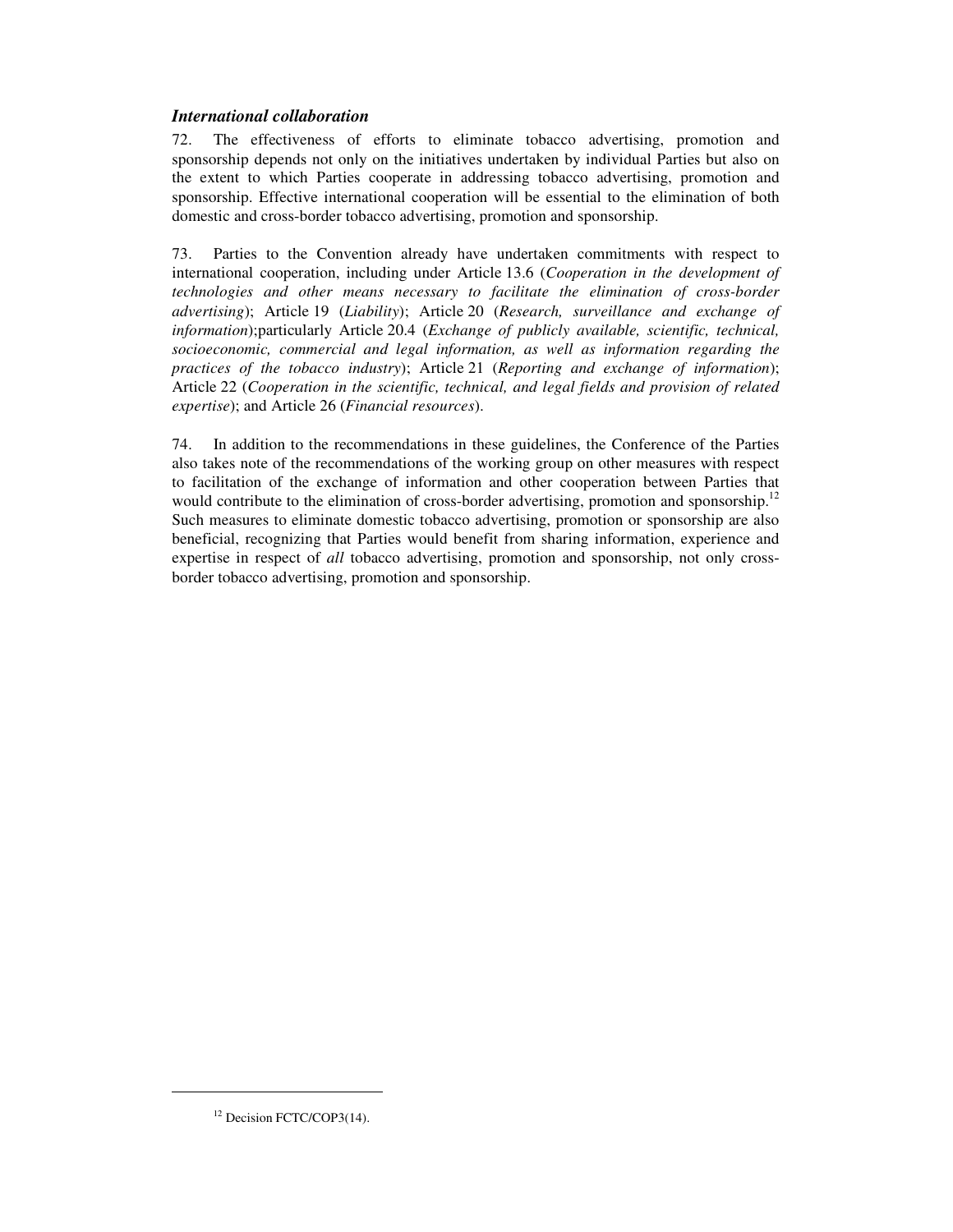### ***International collaboration***

72. The effectiveness of efforts to eliminate tobacco advertising, promotion and sponsorship depends not only on the initiatives undertaken by individual Parties but also on the extent to which Parties cooperate in addressing tobacco advertising, promotion and sponsorship. Effective international cooperation will be essential to the elimination of both domestic and cross-border tobacco advertising, promotion and sponsorship.

73. Parties to the Convention already have undertaken commitments with respect to international cooperation, including under Article 13.6 (*Cooperation in the development of technologies and other means necessary to facilitate the elimination of cross-border advertising*); Article 19 (*Liability*); Article 20 (*Research, surveillance and exchange of information*);particularly Article 20.4 (*Exchange of publicly available, scientific, technical, socioeconomic, commercial and legal information, as well as information regarding the practices of the tobacco industry*); Article 21 (*Reporting and exchange of information*); Article 22 (*Cooperation in the scientific, technical, and legal fields and provision of related expertise*); and Article 26 (*Financial resources*).

74. In addition to the recommendations in these guidelines, the Conference of the Parties also takes note of the recommendations of the working group on other measures with respect to facilitation of the exchange of information and other cooperation between Parties that would contribute to the elimination of cross-border advertising, promotion and sponsorship.[12] Such measures to eliminate domestic tobacco advertising, promotion or sponsorship are also beneficial, recognizing that Parties would benefit from sharing information, experience and expertise in respect of *all* tobacco advertising, promotion and sponsorship, not only cross-border tobacco advertising, promotion and sponsorship.

---

[12] Decision FCTC/COP3(14).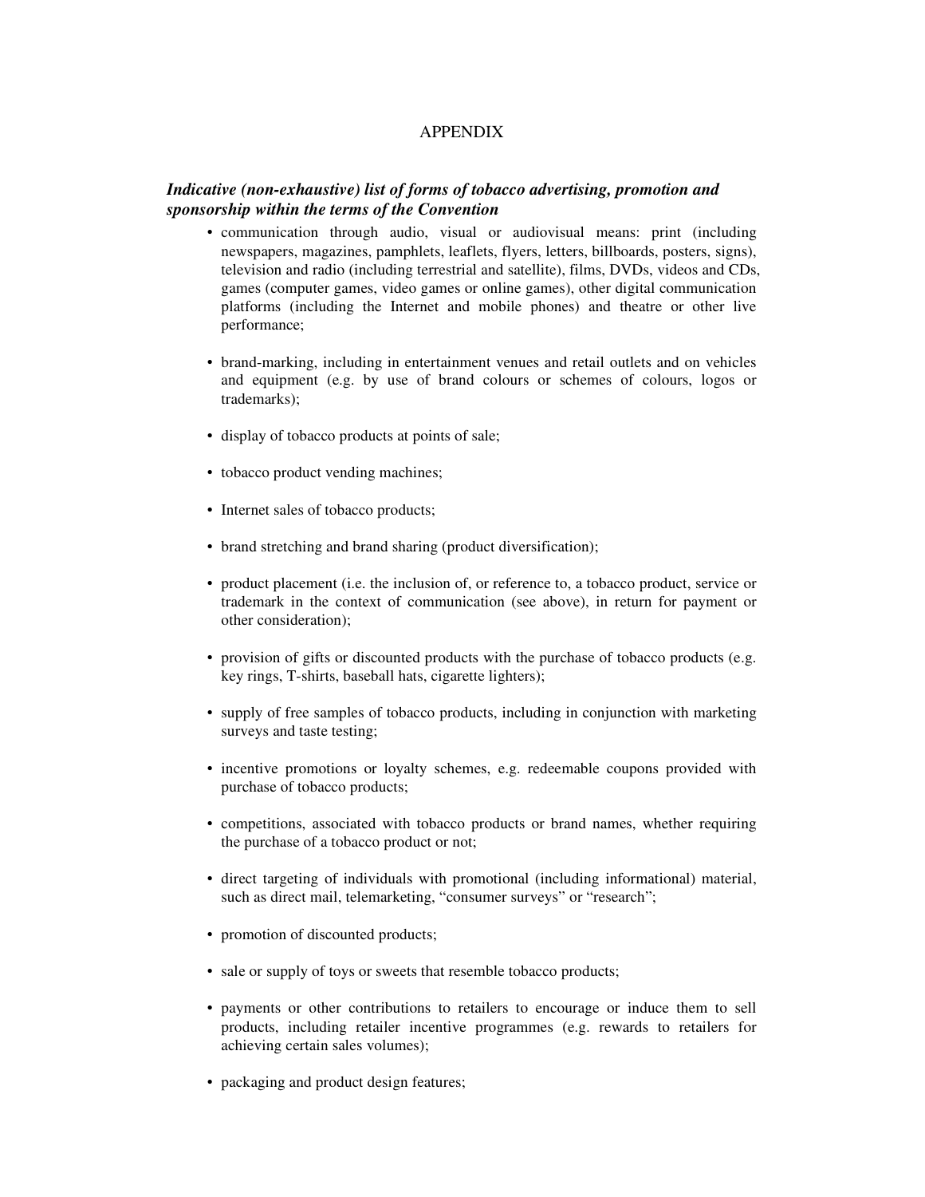# APPENDIX

***Indicative (non-exhaustive) list of forms of tobacco advertising, promotion and sponsorship within the terms of the Convention***

- communication through audio, visual or audiovisual means: print (including newspapers, magazines, pamphlets, leaflets, flyers, letters, billboards, posters, signs), television and radio (including terrestrial and satellite), films, DVDs, videos and CDs, games (computer games, video games or online games), other digital communication platforms (including the Internet and mobile phones) and theatre or other live performance;

- brand-marking, including in entertainment venues and retail outlets and on vehicles and equipment (e.g. by use of brand colours or schemes of colours, logos or trademarks);

- display of tobacco products at points of sale;

- tobacco product vending machines;

- Internet sales of tobacco products;

- brand stretching and brand sharing (product diversification);

- product placement (i.e. the inclusion of, or reference to, a tobacco product, service or trademark in the context of communication (see above), in return for payment or other consideration);

- provision of gifts or discounted products with the purchase of tobacco products (e.g. key rings, T-shirts, baseball hats, cigarette lighters);

- supply of free samples of tobacco products, including in conjunction with marketing surveys and taste testing;

- incentive promotions or loyalty schemes, e.g. redeemable coupons provided with purchase of tobacco products;

- competitions, associated with tobacco products or brand names, whether requiring the purchase of a tobacco product or not;

- direct targeting of individuals with promotional (including informational) material, such as direct mail, telemarketing, "consumer surveys" or "research";

- promotion of discounted products;

- sale or supply of toys or sweets that resemble tobacco products;

- payments or other contributions to retailers to encourage or induce them to sell products, including retailer incentive programmes (e.g. rewards to retailers for achieving certain sales volumes);

- packaging and product design features;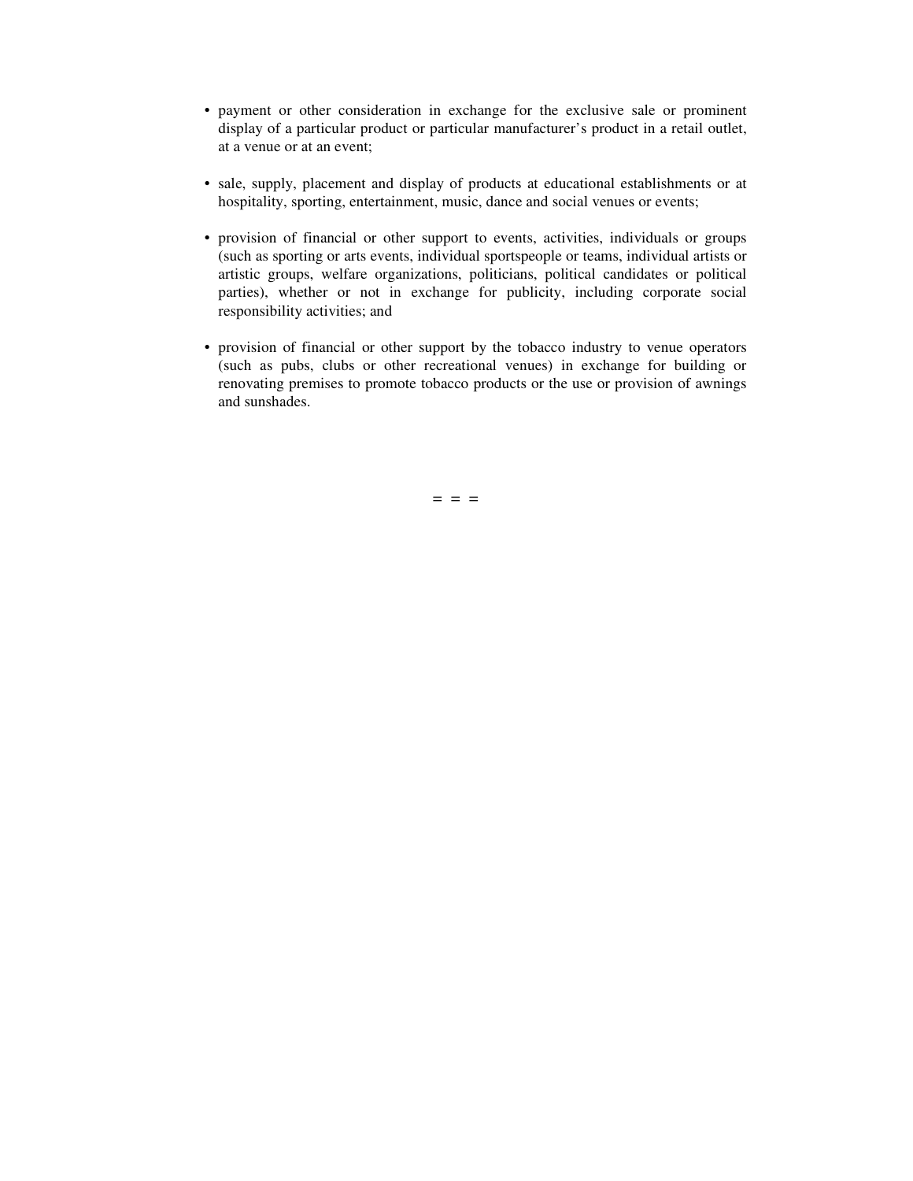- payment or other consideration in exchange for the exclusive sale or prominent display of a particular product or particular manufacturer's product in a retail outlet, at a venue or at an event;

- sale, supply, placement and display of products at educational establishments or at hospitality, sporting, entertainment, music, dance and social venues or events;

- provision of financial or other support to events, activities, individuals or groups (such as sporting or arts events, individual sportspeople or teams, individual artists or artistic groups, welfare organizations, politicians, political candidates or political parties), whether or not in exchange for publicity, including corporate social responsibility activities; and

- provision of financial or other support by the tobacco industry to venue operators (such as pubs, clubs or other recreational venues) in exchange for building or renovating premises to promote tobacco products or the use or provision of awnings and sunshades.

= = =